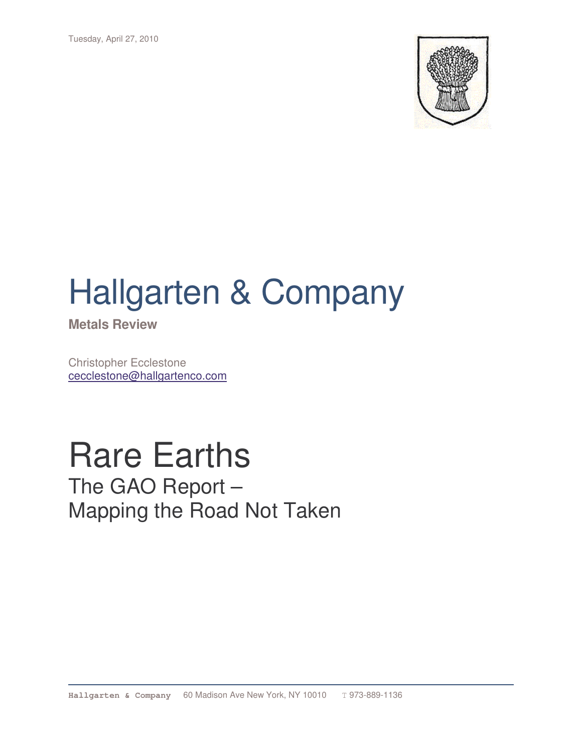Tuesday, April 27, 2010

# Hallgarten & Company

**Metals Review**

Christopher Ecclestone
cecclestone@hallgartenco.com

# Rare Earths

## The GAO Report – Mapping the Road Not Taken

**Hallgarten & Company** 60 Madison Ave New York, NY 10010 T 973-889-1136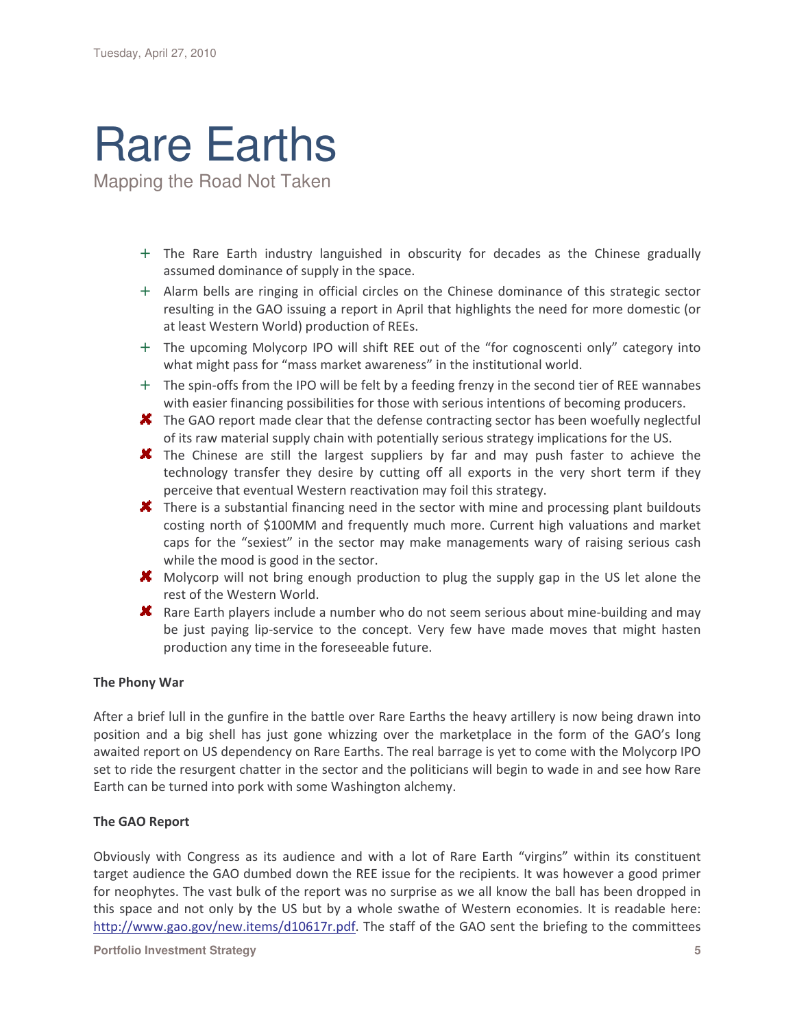Tuesday, April 27, 2010

# Rare Earths

## Mapping the Road Not Taken

- + The Rare Earth industry languished in obscurity for decades as the Chinese gradually assumed dominance of supply in the space.
- + Alarm bells are ringing in official circles on the Chinese dominance of this strategic sector resulting in the GAO issuing a report in April that highlights the need for more domestic (or at least Western World) production of REEs.
- + The upcoming Molycorp IPO will shift REE out of the "for cognoscenti only" category into what might pass for "mass market awareness" in the institutional world.
- + The spin-offs from the IPO will be felt by a feeding frenzy in the second tier of REE wannabes with easier financing possibilities for those with serious intentions of becoming producers.
- ✖ The GAO report made clear that the defense contracting sector has been woefully neglectful of its raw material supply chain with potentially serious strategy implications for the US.
- ✖ The Chinese are still the largest suppliers by far and may push faster to achieve the technology transfer they desire by cutting off all exports in the very short term if they perceive that eventual Western reactivation may foil this strategy.
- ✖ There is a substantial financing need in the sector with mine and processing plant buildouts costing north of $100MM and frequently much more. Current high valuations and market caps for the "sexiest" in the sector may make managements wary of raising serious cash while the mood is good in the sector.
- ✖ Molycorp will not bring enough production to plug the supply gap in the US let alone the rest of the Western World.
- ✖ Rare Earth players include a number who do not seem serious about mine-building and may be just paying lip-service to the concept. Very few have made moves that might hasten production any time in the foreseeable future.

**The Phony War**

After a brief lull in the gunfire in the battle over Rare Earths the heavy artillery is now being drawn into position and a big shell has just gone whizzing over the marketplace in the form of the GAO's long awaited report on US dependency on Rare Earths. The real barrage is yet to come with the Molycorp IPO set to ride the resurgent chatter in the sector and the politicians will begin to wade in and see how Rare Earth can be turned into pork with some Washington alchemy.

**The GAO Report**

Obviously with Congress as its audience and with a lot of Rare Earth "virgins" within its constituent target audience the GAO dumbed down the REE issue for the recipients. It was however a good primer for neophytes. The vast bulk of the report was no surprise as we all know the ball has been dropped in this space and not only by the US but by a whole swathe of Western economies. It is readable here: http://www.gao.gov/new.items/d10617r.pdf. The staff of the GAO sent the briefing to the committees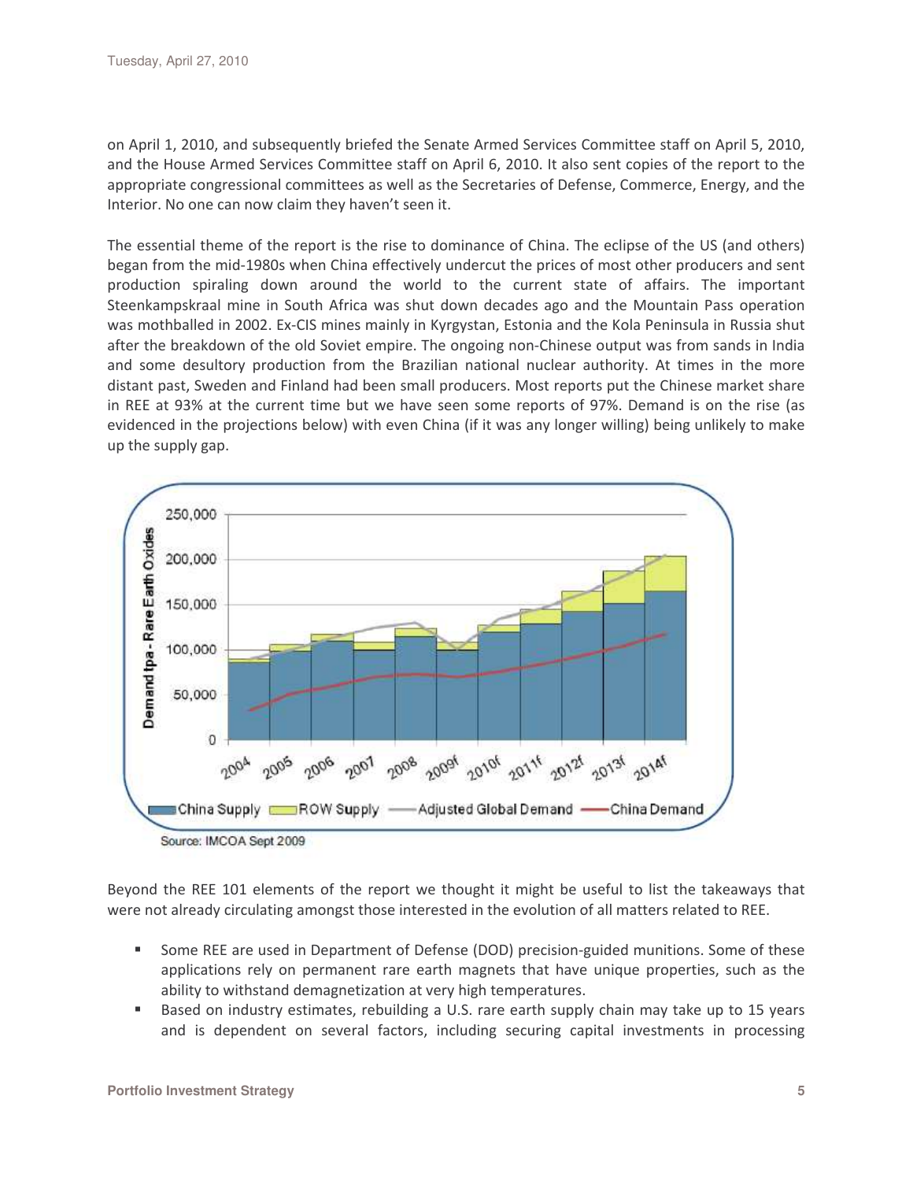on April 1, 2010, and subsequently briefed the Senate Armed Services Committee staff on April 5, 2010, and the House Armed Services Committee staff on April 6, 2010. It also sent copies of the report to the appropriate congressional committees as well as the Secretaries of Defense, Commerce, Energy, and the Interior. No one can now claim they haven't seen it.

The essential theme of the report is the rise to dominance of China. The eclipse of the US (and others) began from the mid-1980s when China effectively undercut the prices of most other producers and sent production spiraling down around the world to the current state of affairs. The important Steenkampskraal mine in South Africa was shut down decades ago and the Mountain Pass operation was mothballed in 2002. Ex-CIS mines mainly in Kyrgystan, Estonia and the Kola Peninsula in Russia shut after the breakdown of the old Soviet empire. The ongoing non-Chinese output was from sands in India and some desultory production from the Brazilian national nuclear authority. At times in the more distant past, Sweden and Finland had been small producers. Most reports put the Chinese market share in REE at 93% at the current time but we have seen some reports of 97%. Demand is on the rise (as evidenced in the projections below) with even China (if it was any longer willing) being unlikely to make up the supply gap.

Source: IMCOA Sept 2009

Beyond the REE 101 elements of the report we thought it might be useful to list the takeaways that were not already circulating amongst those interested in the evolution of all matters related to REE.

- Some REE are used in Department of Defense (DOD) precision-guided munitions. Some of these applications rely on permanent rare earth magnets that have unique properties, such as the ability to withstand demagnetization at very high temperatures.
- Based on industry estimates, rebuilding a U.S. rare earth supply chain may take up to 15 years and is dependent on several factors, including securing capital investments in processing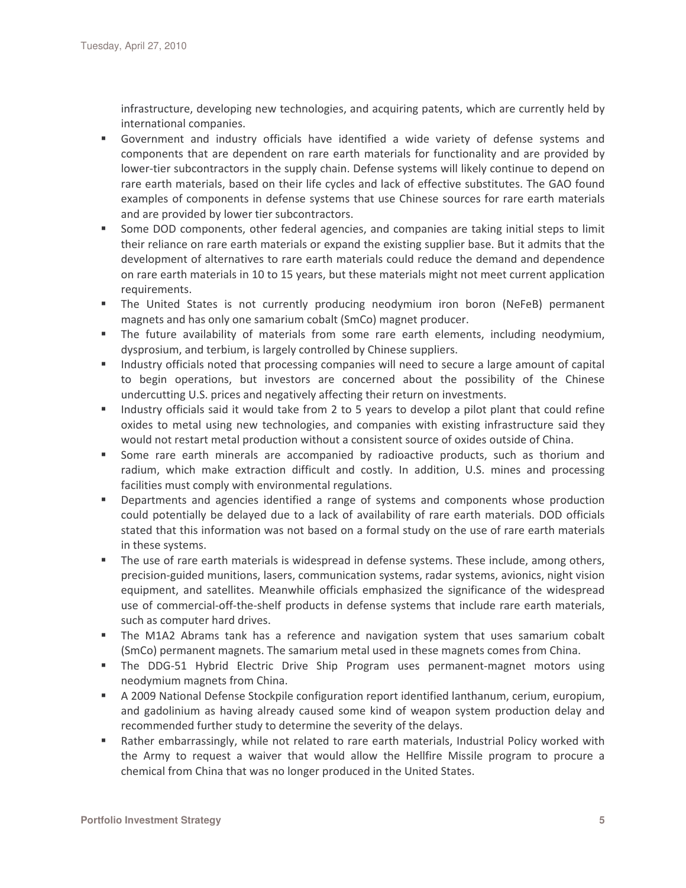infrastructure, developing new technologies, and acquiring patents, which are currently held by international companies.

- Government and industry officials have identified a wide variety of defense systems and components that are dependent on rare earth materials for functionality and are provided by lower-tier subcontractors in the supply chain. Defense systems will likely continue to depend on rare earth materials, based on their life cycles and lack of effective substitutes. The GAO found examples of components in defense systems that use Chinese sources for rare earth materials and are provided by lower tier subcontractors.
- Some DOD components, other federal agencies, and companies are taking initial steps to limit their reliance on rare earth materials or expand the existing supplier base. But it admits that the development of alternatives to rare earth materials could reduce the demand and dependence on rare earth materials in 10 to 15 years, but these materials might not meet current application requirements.
- The United States is not currently producing neodymium iron boron (NeFeB) permanent magnets and has only one samarium cobalt (SmCo) magnet producer.
- The future availability of materials from some rare earth elements, including neodymium, dysprosium, and terbium, is largely controlled by Chinese suppliers.
- Industry officials noted that processing companies will need to secure a large amount of capital to begin operations, but investors are concerned about the possibility of the Chinese undercutting U.S. prices and negatively affecting their return on investments.
- Industry officials said it would take from 2 to 5 years to develop a pilot plant that could refine oxides to metal using new technologies, and companies with existing infrastructure said they would not restart metal production without a consistent source of oxides outside of China.
- Some rare earth minerals are accompanied by radioactive products, such as thorium and radium, which make extraction difficult and costly. In addition, U.S. mines and processing facilities must comply with environmental regulations.
- Departments and agencies identified a range of systems and components whose production could potentially be delayed due to a lack of availability of rare earth materials. DOD officials stated that this information was not based on a formal study on the use of rare earth materials in these systems.
- The use of rare earth materials is widespread in defense systems. These include, among others, precision-guided munitions, lasers, communication systems, radar systems, avionics, night vision equipment, and satellites. Meanwhile officials emphasized the significance of the widespread use of commercial-off-the-shelf products in defense systems that include rare earth materials, such as computer hard drives.
- The M1A2 Abrams tank has a reference and navigation system that uses samarium cobalt (SmCo) permanent magnets. The samarium metal used in these magnets comes from China.
- The DDG-51 Hybrid Electric Drive Ship Program uses permanent-magnet motors using neodymium magnets from China.
- A 2009 National Defense Stockpile configuration report identified lanthanum, cerium, europium, and gadolinium as having already caused some kind of weapon system production delay and recommended further study to determine the severity of the delays.
- Rather embarrassingly, while not related to rare earth materials, Industrial Policy worked with the Army to request a waiver that would allow the Hellfire Missile program to procure a chemical from China that was no longer produced in the United States.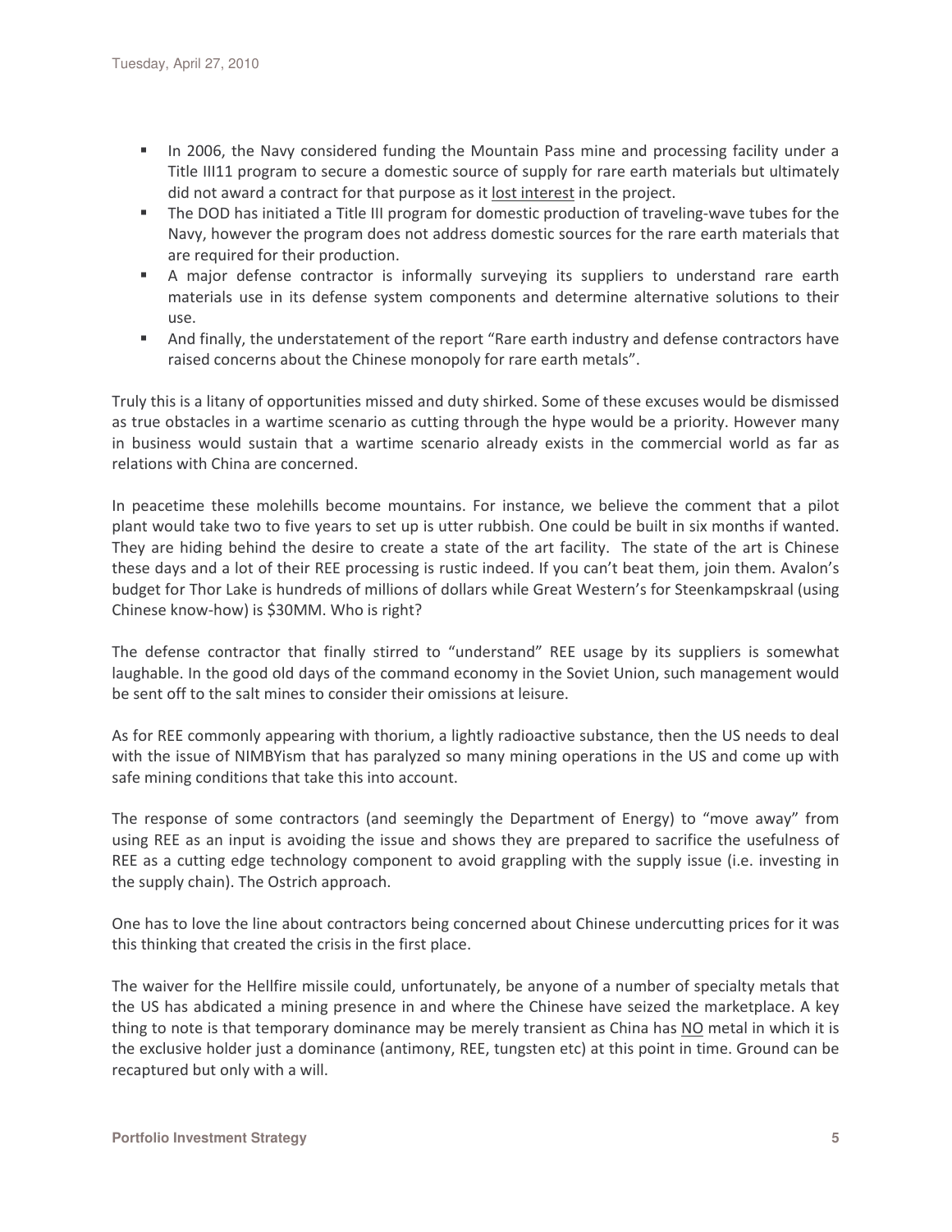- In 2006, the Navy considered funding the Mountain Pass mine and processing facility under a Title III11 program to secure a domestic source of supply for rare earth materials but ultimately did not award a contract for that purpose as it lost interest in the project.
- The DOD has initiated a Title III program for domestic production of traveling-wave tubes for the Navy, however the program does not address domestic sources for the rare earth materials that are required for their production.
- A major defense contractor is informally surveying its suppliers to understand rare earth materials use in its defense system components and determine alternative solutions to their use.
- And finally, the understatement of the report "Rare earth industry and defense contractors have raised concerns about the Chinese monopoly for rare earth metals".

Truly this is a litany of opportunities missed and duty shirked. Some of these excuses would be dismissed as true obstacles in a wartime scenario as cutting through the hype would be a priority. However many in business would sustain that a wartime scenario already exists in the commercial world as far as relations with China are concerned.

In peacetime these molehills become mountains. For instance, we believe the comment that a pilot plant would take two to five years to set up is utter rubbish. One could be built in six months if wanted. They are hiding behind the desire to create a state of the art facility. The state of the art is Chinese these days and a lot of their REE processing is rustic indeed. If you can't beat them, join them. Avalon's budget for Thor Lake is hundreds of millions of dollars while Great Western's for Steenkampskraal (using Chinese know-how) is $30MM. Who is right?

The defense contractor that finally stirred to "understand" REE usage by its suppliers is somewhat laughable. In the good old days of the command economy in the Soviet Union, such management would be sent off to the salt mines to consider their omissions at leisure.

As for REE commonly appearing with thorium, a lightly radioactive substance, then the US needs to deal with the issue of NIMBYism that has paralyzed so many mining operations in the US and come up with safe mining conditions that take this into account.

The response of some contractors (and seemingly the Department of Energy) to "move away" from using REE as an input is avoiding the issue and shows they are prepared to sacrifice the usefulness of REE as a cutting edge technology component to avoid grappling with the supply issue (i.e. investing in the supply chain). The Ostrich approach.

One has to love the line about contractors being concerned about Chinese undercutting prices for it was this thinking that created the crisis in the first place.

The waiver for the Hellfire missile could, unfortunately, be anyone of a number of specialty metals that the US has abdicated a mining presence in and where the Chinese have seized the marketplace. A key thing to note is that temporary dominance may be merely transient as China has NO metal in which it is the exclusive holder just a dominance (antimony, REE, tungsten etc) at this point in time. Ground can be recaptured but only with a will.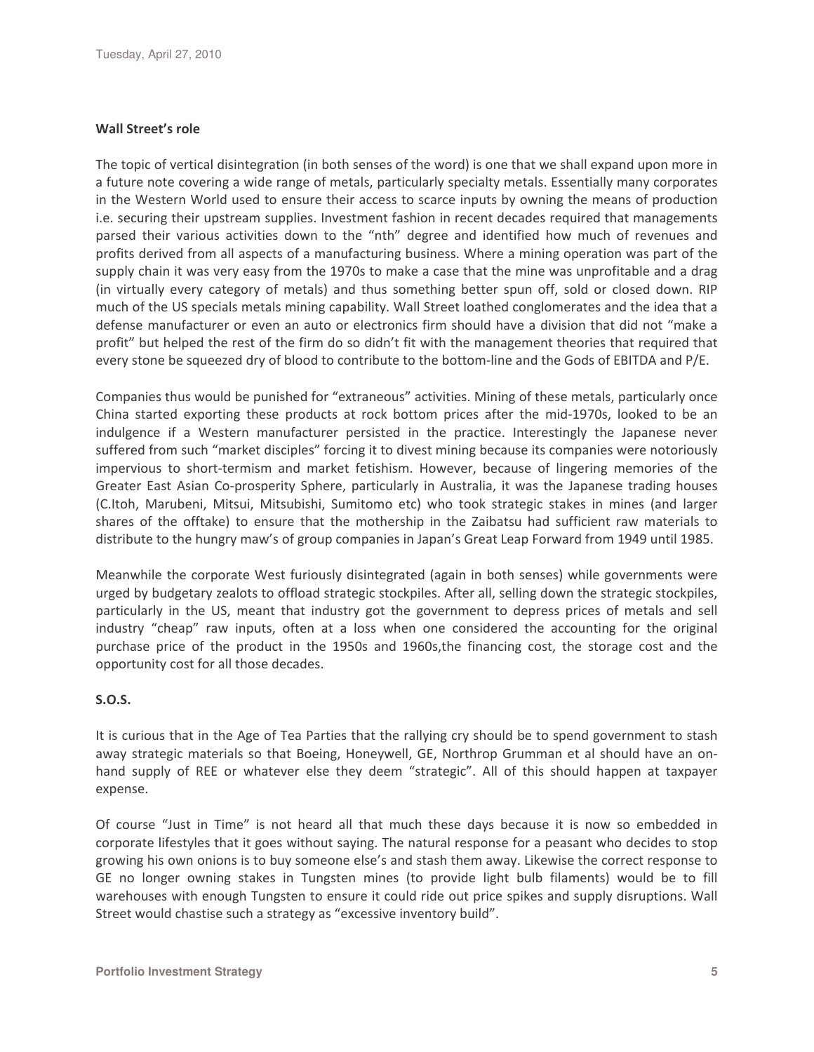## Wall Street's role

The topic of vertical disintegration (in both senses of the word) is one that we shall expand upon more in a future note covering a wide range of metals, particularly specialty metals. Essentially many corporates in the Western World used to ensure their access to scarce inputs by owning the means of production i.e. securing their upstream supplies. Investment fashion in recent decades required that managements parsed their various activities down to the "nth" degree and identified how much of revenues and profits derived from all aspects of a manufacturing business. Where a mining operation was part of the supply chain it was very easy from the 1970s to make a case that the mine was unprofitable and a drag (in virtually every category of metals) and thus something better spun off, sold or closed down. RIP much of the US specials metals mining capability. Wall Street loathed conglomerates and the idea that a defense manufacturer or even an auto or electronics firm should have a division that did not "make a profit" but helped the rest of the firm do so didn't fit with the management theories that required that every stone be squeezed dry of blood to contribute to the bottom-line and the Gods of EBITDA and P/E.

Companies thus would be punished for "extraneous" activities. Mining of these metals, particularly once China started exporting these products at rock bottom prices after the mid-1970s, looked to be an indulgence if a Western manufacturer persisted in the practice. Interestingly the Japanese never suffered from such "market disciples" forcing it to divest mining because its companies were notoriously impervious to short-termism and market fetishism. However, because of lingering memories of the Greater East Asian Co-prosperity Sphere, particularly in Australia, it was the Japanese trading houses (C.Itoh, Marubeni, Mitsui, Mitsubishi, Sumitomo etc) who took strategic stakes in mines (and larger shares of the offtake) to ensure that the mothership in the Zaibatsu had sufficient raw materials to distribute to the hungry maw's of group companies in Japan's Great Leap Forward from 1949 until 1985.

Meanwhile the corporate West furiously disintegrated (again in both senses) while governments were urged by budgetary zealots to offload strategic stockpiles. After all, selling down the strategic stockpiles, particularly in the US, meant that industry got the government to depress prices of metals and sell industry "cheap" raw inputs, often at a loss when one considered the accounting for the original purchase price of the product in the 1950s and 1960s,the financing cost, the storage cost and the opportunity cost for all those decades.

## S.O.S.

It is curious that in the Age of Tea Parties that the rallying cry should be to spend government to stash away strategic materials so that Boeing, Honeywell, GE, Northrop Grumman et al should have an on-hand supply of REE or whatever else they deem "strategic". All of this should happen at taxpayer expense.

Of course "Just in Time" is not heard all that much these days because it is now so embedded in corporate lifestyles that it goes without saying. The natural response for a peasant who decides to stop growing his own onions is to buy someone else's and stash them away. Likewise the correct response to GE no longer owning stakes in Tungsten mines (to provide light bulb filaments) would be to fill warehouses with enough Tungsten to ensure it could ride out price spikes and supply disruptions. Wall Street would chastise such a strategy as "excessive inventory build".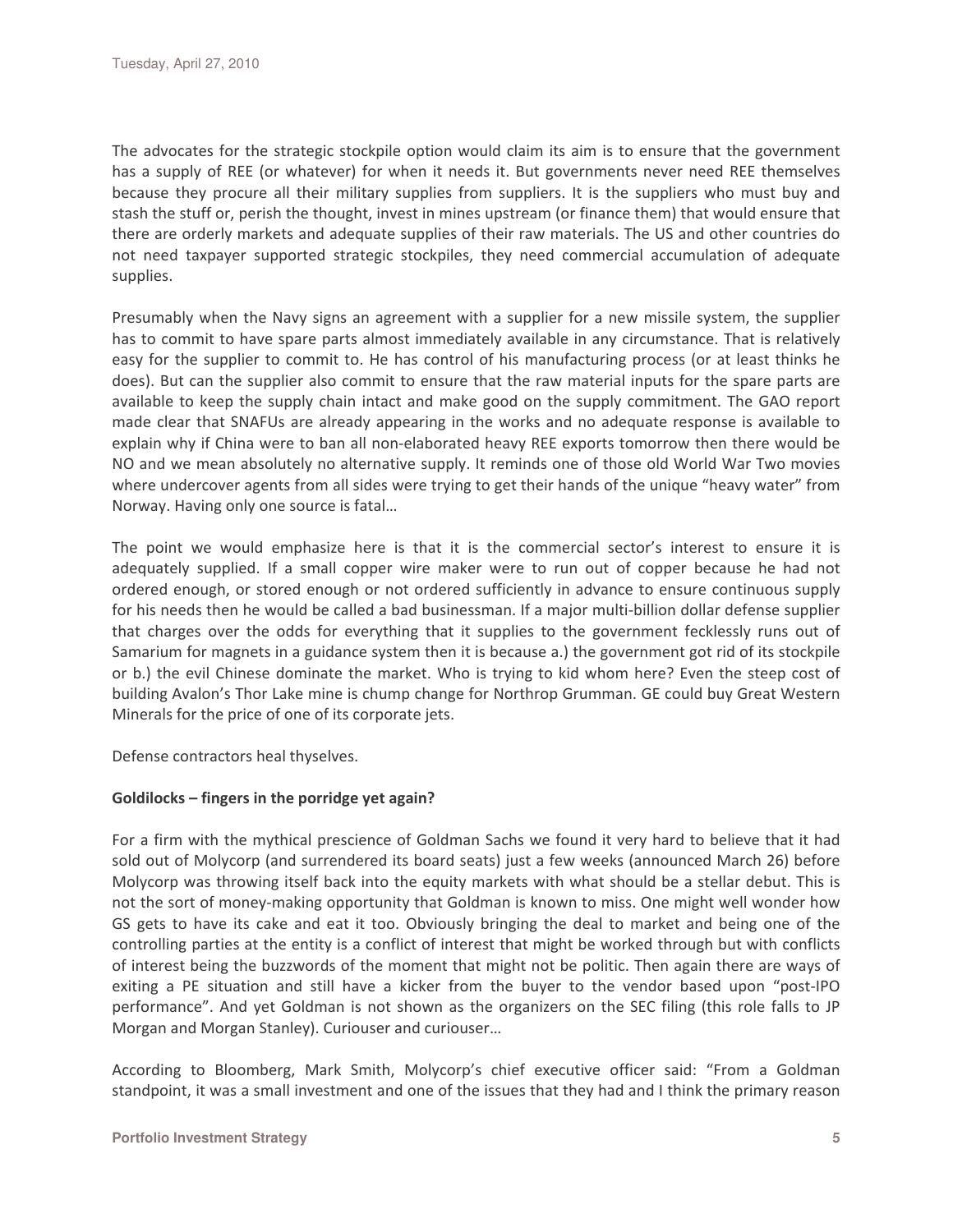The advocates for the strategic stockpile option would claim its aim is to ensure that the government has a supply of REE (or whatever) for when it needs it. But governments never need REE themselves because they procure all their military supplies from suppliers. It is the suppliers who must buy and stash the stuff or, perish the thought, invest in mines upstream (or finance them) that would ensure that there are orderly markets and adequate supplies of their raw materials. The US and other countries do not need taxpayer supported strategic stockpiles, they need commercial accumulation of adequate supplies.

Presumably when the Navy signs an agreement with a supplier for a new missile system, the supplier has to commit to have spare parts almost immediately available in any circumstance. That is relatively easy for the supplier to commit to. He has control of his manufacturing process (or at least thinks he does). But can the supplier also commit to ensure that the raw material inputs for the spare parts are available to keep the supply chain intact and make good on the supply commitment. The GAO report made clear that SNAFUs are already appearing in the works and no adequate response is available to explain why if China were to ban all non-elaborated heavy REE exports tomorrow then there would be NO and we mean absolutely no alternative supply. It reminds one of those old World War Two movies where undercover agents from all sides were trying to get their hands of the unique "heavy water" from Norway. Having only one source is fatal…

The point we would emphasize here is that it is the commercial sector's interest to ensure it is adequately supplied. If a small copper wire maker were to run out of copper because he had not ordered enough, or stored enough or not ordered sufficiently in advance to ensure continuous supply for his needs then he would be called a bad businessman. If a major multi-billion dollar defense supplier that charges over the odds for everything that it supplies to the government fecklessly runs out of Samarium for magnets in a guidance system then it is because a.) the government got rid of its stockpile or b.) the evil Chinese dominate the market. Who is trying to kid whom here? Even the steep cost of building Avalon's Thor Lake mine is chump change for Northrop Grumman. GE could buy Great Western Minerals for the price of one of its corporate jets.

Defense contractors heal thyselves.

**Goldilocks – fingers in the porridge yet again?**

For a firm with the mythical prescience of Goldman Sachs we found it very hard to believe that it had sold out of Molycorp (and surrendered its board seats) just a few weeks (announced March 26) before Molycorp was throwing itself back into the equity markets with what should be a stellar debut. This is not the sort of money-making opportunity that Goldman is known to miss. One might well wonder how GS gets to have its cake and eat it too. Obviously bringing the deal to market and being one of the controlling parties at the entity is a conflict of interest that might be worked through but with conflicts of interest being the buzzwords of the moment that might not be politic. Then again there are ways of exiting a PE situation and still have a kicker from the buyer to the vendor based upon "post-IPO performance". And yet Goldman is not shown as the organizers on the SEC filing (this role falls to JP Morgan and Morgan Stanley). Curiouser and curiouser…

According to Bloomberg, Mark Smith, Molycorp's chief executive officer said: "From a Goldman standpoint, it was a small investment and one of the issues that they had and I think the primary reason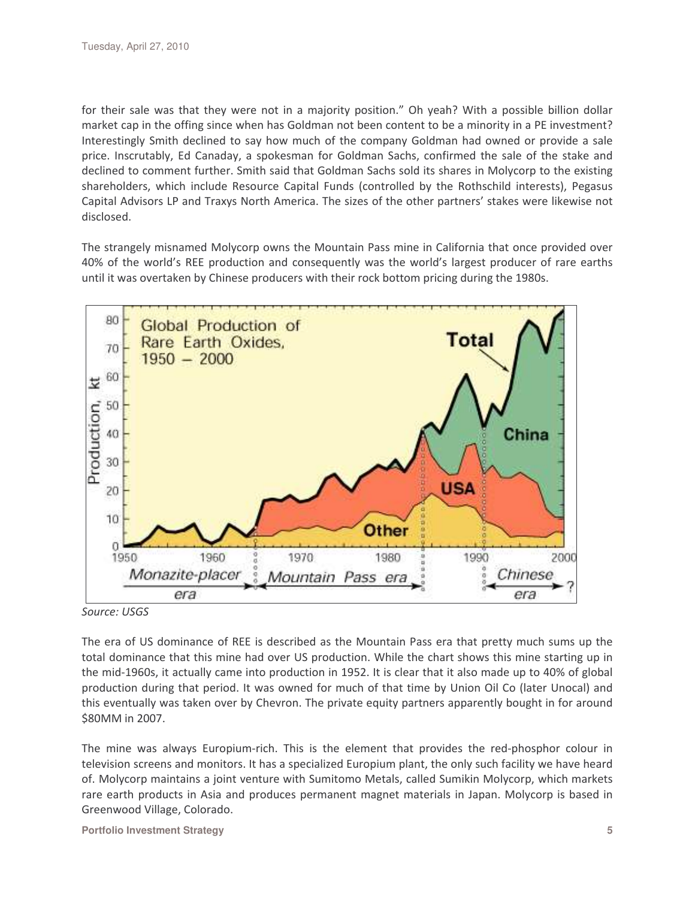for their sale was that they were not in a majority position." Oh yeah? With a possible billion dollar market cap in the offing since when has Goldman not been content to be a minority in a PE investment? Interestingly Smith declined to say how much of the company Goldman had owned or provide a sale price. Inscrutably, Ed Canaday, a spokesman for Goldman Sachs, confirmed the sale of the stake and declined to comment further. Smith said that Goldman Sachs sold its shares in Molycorp to the existing shareholders, which include Resource Capital Funds (controlled by the Rothschild interests), Pegasus Capital Advisors LP and Traxys North America. The sizes of the other partners' stakes were likewise not disclosed.

The strangely misnamed Molycorp owns the Mountain Pass mine in California that once provided over 40% of the world's REE production and consequently was the world's largest producer of rare earths until it was overtaken by Chinese producers with their rock bottom pricing during the 1980s.

*Source: USGS*

The era of US dominance of REE is described as the Mountain Pass era that pretty much sums up the total dominance that this mine had over US production. While the chart shows this mine starting up in the mid-1960s, it actually came into production in 1952. It is clear that it also made up to 40% of global production during that period. It was owned for much of that time by Union Oil Co (later Unocal) and this eventually was taken over by Chevron. The private equity partners apparently bought in for around $80MM in 2007.

The mine was always Europium-rich. This is the element that provides the red-phosphor colour in television screens and monitors. It has a specialized Europium plant, the only such facility we have heard of. Molycorp maintains a joint venture with Sumitomo Metals, called Sumikin Molycorp, which markets rare earth products in Asia and produces permanent magnet materials in Japan. Molycorp is based in Greenwood Village, Colorado.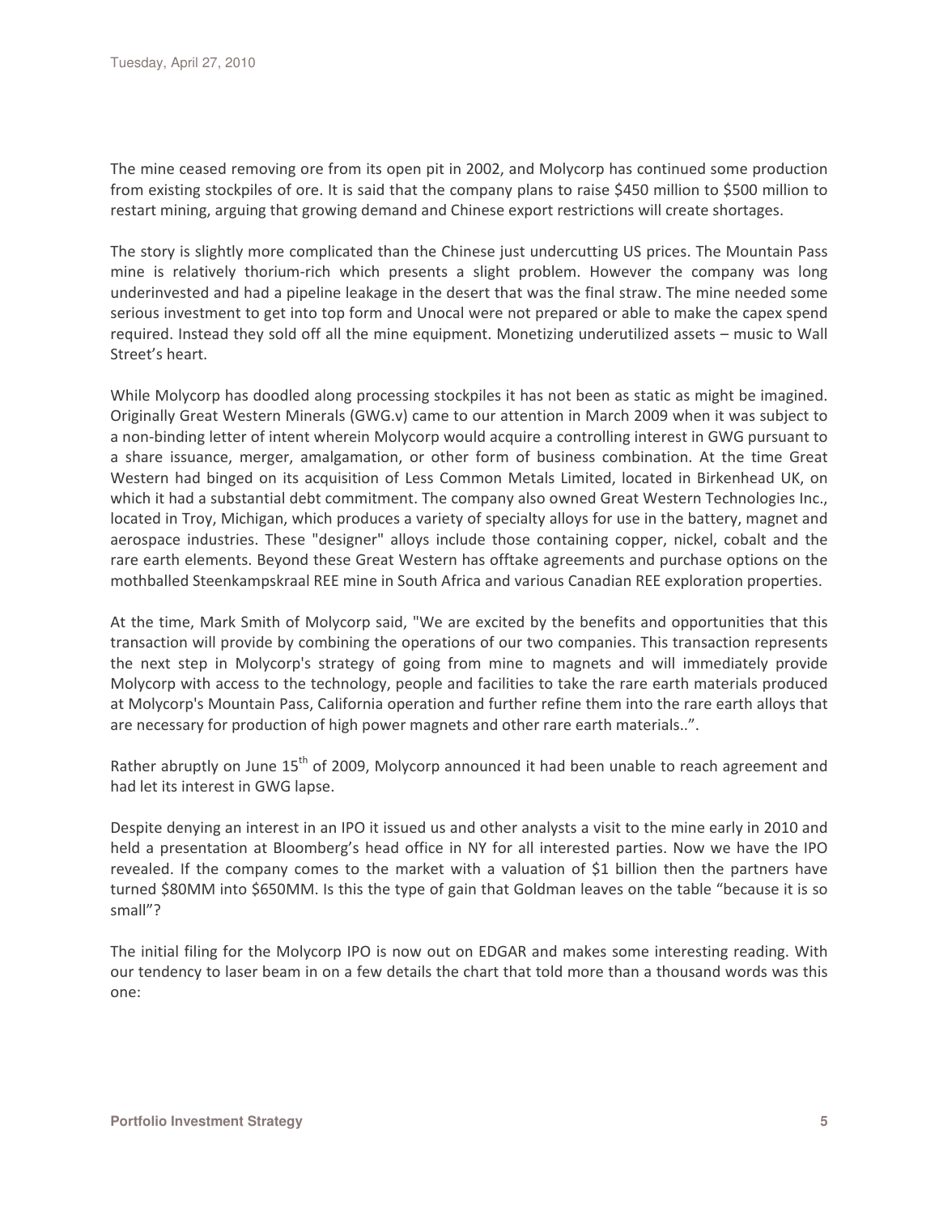The mine ceased removing ore from its open pit in 2002, and Molycorp has continued some production from existing stockpiles of ore. It is said that the company plans to raise $450 million to $500 million to restart mining, arguing that growing demand and Chinese export restrictions will create shortages.

The story is slightly more complicated than the Chinese just undercutting US prices. The Mountain Pass mine is relatively thorium-rich which presents a slight problem. However the company was long underinvested and had a pipeline leakage in the desert that was the final straw. The mine needed some serious investment to get into top form and Unocal were not prepared or able to make the capex spend required. Instead they sold off all the mine equipment. Monetizing underutilized assets – music to Wall Street's heart.

While Molycorp has doodled along processing stockpiles it has not been as static as might be imagined. Originally Great Western Minerals (GWG.v) came to our attention in March 2009 when it was subject to a non-binding letter of intent wherein Molycorp would acquire a controlling interest in GWG pursuant to a share issuance, merger, amalgamation, or other form of business combination. At the time Great Western had binged on its acquisition of Less Common Metals Limited, located in Birkenhead UK, on which it had a substantial debt commitment. The company also owned Great Western Technologies Inc., located in Troy, Michigan, which produces a variety of specialty alloys for use in the battery, magnet and aerospace industries. These "designer" alloys include those containing copper, nickel, cobalt and the rare earth elements. Beyond these Great Western has offtake agreements and purchase options on the mothballed Steenkampskraal REE mine in South Africa and various Canadian REE exploration properties.

At the time, Mark Smith of Molycorp said, "We are excited by the benefits and opportunities that this transaction will provide by combining the operations of our two companies. This transaction represents the next step in Molycorp's strategy of going from mine to magnets and will immediately provide Molycorp with access to the technology, people and facilities to take the rare earth materials produced at Molycorp's Mountain Pass, California operation and further refine them into the rare earth alloys that are necessary for production of high power magnets and other rare earth materials..".

Rather abruptly on June 15th of 2009, Molycorp announced it had been unable to reach agreement and had let its interest in GWG lapse.

Despite denying an interest in an IPO it issued us and other analysts a visit to the mine early in 2010 and held a presentation at Bloomberg's head office in NY for all interested parties. Now we have the IPO revealed. If the company comes to the market with a valuation of $1 billion then the partners have turned $80MM into $650MM. Is this the type of gain that Goldman leaves on the table "because it is so small"?

The initial filing for the Molycorp IPO is now out on EDGAR and makes some interesting reading. With our tendency to laser beam in on a few details the chart that told more than a thousand words was this one: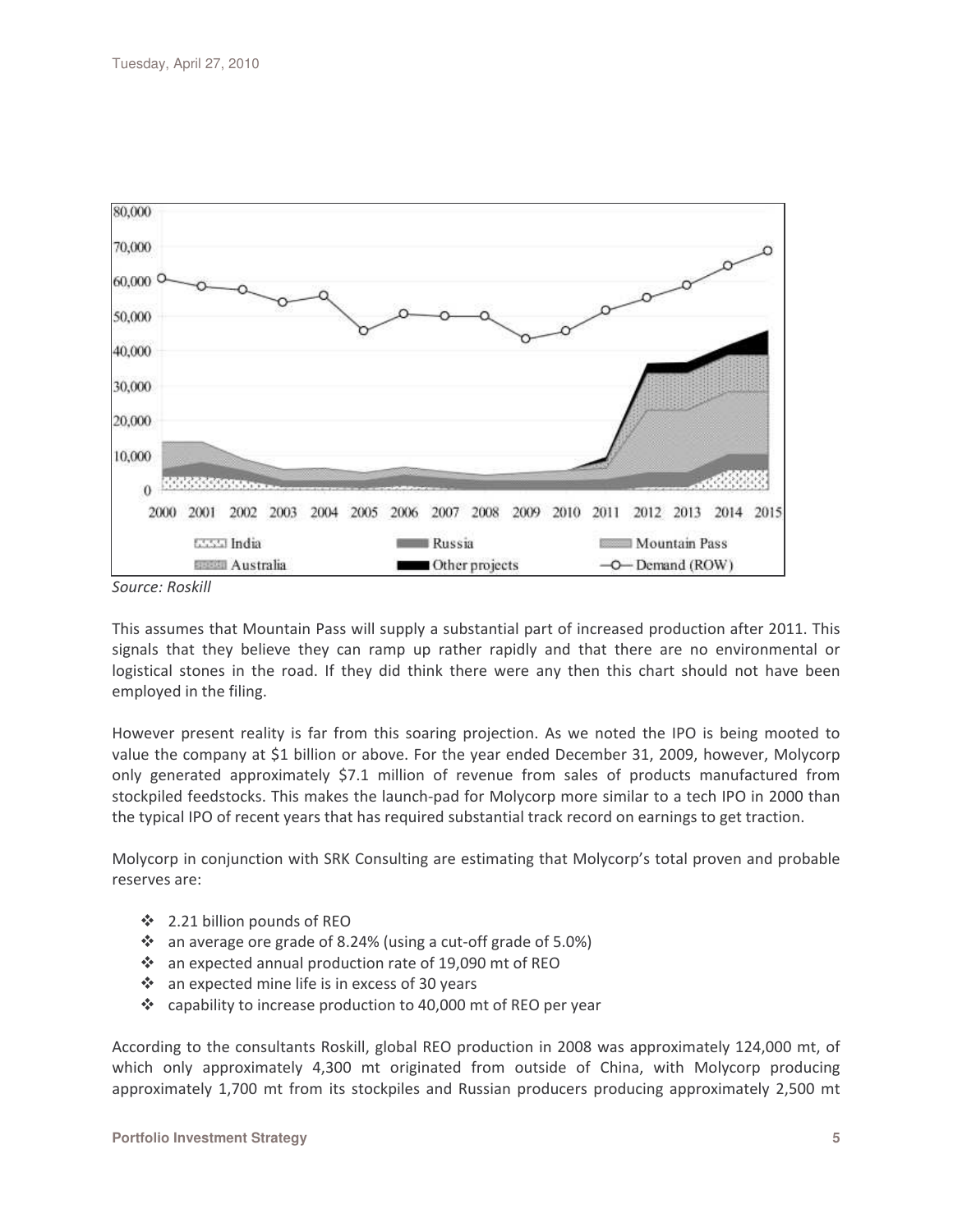Source: Roskill

This assumes that Mountain Pass will supply a substantial part of increased production after 2011. This signals that they believe they can ramp up rather rapidly and that there are no environmental or logistical stones in the road. If they did think there were any then this chart should not have been employed in the filing.

However present reality is far from this soaring projection. As we noted the IPO is being mooted to value the company at $1 billion or above. For the year ended December 31, 2009, however, Molycorp only generated approximately $7.1 million of revenue from sales of products manufactured from stockpiled feedstocks. This makes the launch-pad for Molycorp more similar to a tech IPO in 2000 than the typical IPO of recent years that has required substantial track record on earnings to get traction.

Molycorp in conjunction with SRK Consulting are estimating that Molycorp's total proven and probable reserves are:

- 2.21 billion pounds of REO
- an average ore grade of 8.24% (using a cut-off grade of 5.0%)
- an expected annual production rate of 19,090 mt of REO
- an expected mine life is in excess of 30 years
- capability to increase production to 40,000 mt of REO per year

According to the consultants Roskill, global REO production in 2008 was approximately 124,000 mt, of which only approximately 4,300 mt originated from outside of China, with Molycorp producing approximately 1,700 mt from its stockpiles and Russian producers producing approximately 2,500 mt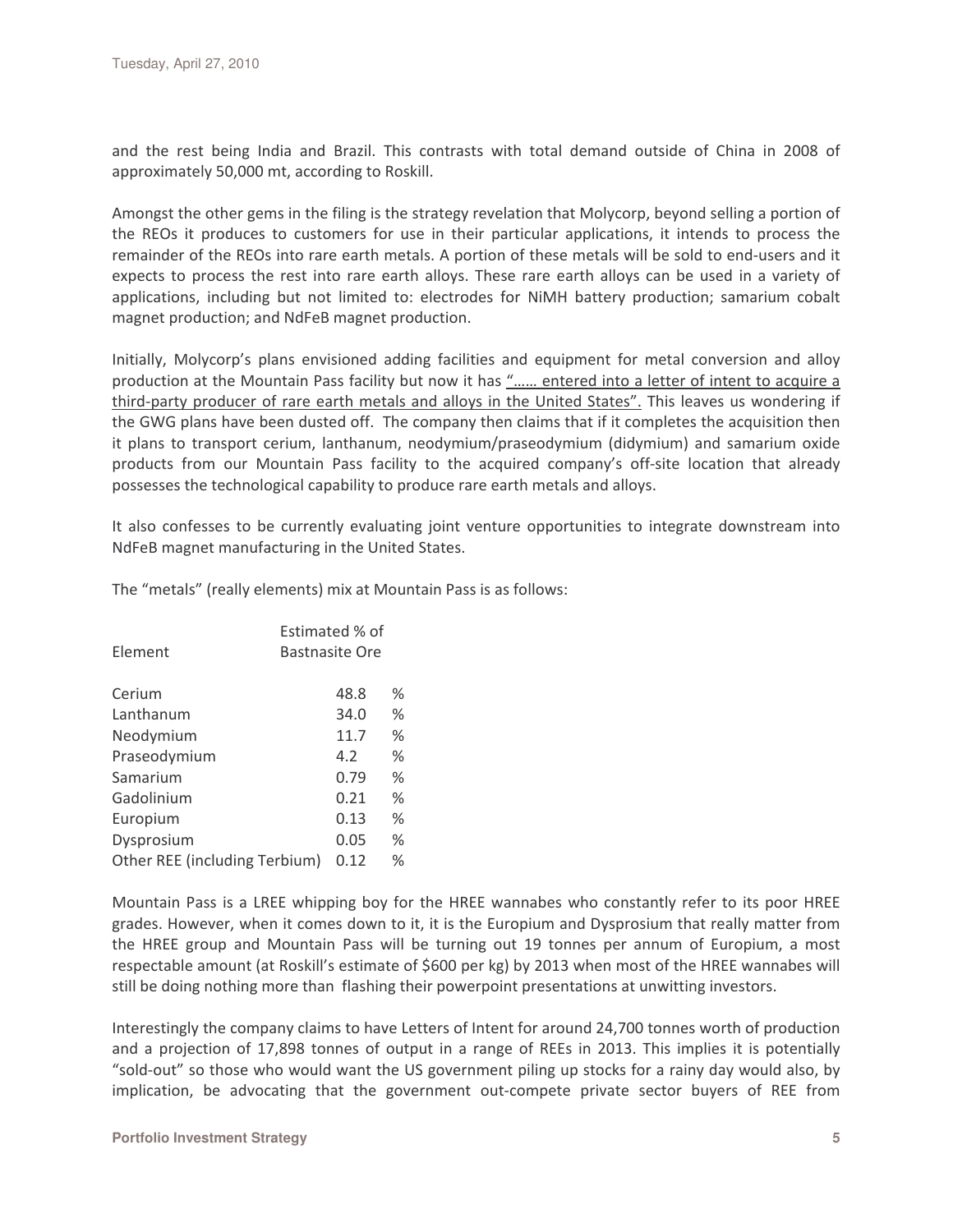and the rest being India and Brazil. This contrasts with total demand outside of China in 2008 of approximately 50,000 mt, according to Roskill.

Amongst the other gems in the filing is the strategy revelation that Molycorp, beyond selling a portion of the REOs it produces to customers for use in their particular applications, it intends to process the remainder of the REOs into rare earth metals. A portion of these metals will be sold to end-users and it expects to process the rest into rare earth alloys. These rare earth alloys can be used in a variety of applications, including but not limited to: electrodes for NiMH battery production; samarium cobalt magnet production; and NdFeB magnet production.

Initially, Molycorp's plans envisioned adding facilities and equipment for metal conversion and alloy production at the Mountain Pass facility but now it has "…… entered into a letter of intent to acquire a third-party producer of rare earth metals and alloys in the United States". This leaves us wondering if the GWG plans have been dusted off. The company then claims that if it completes the acquisition then it plans to transport cerium, lanthanum, neodymium/praseodymium (didymium) and samarium oxide products from our Mountain Pass facility to the acquired company's off-site location that already possesses the technological capability to produce rare earth metals and alloys.

It also confesses to be currently evaluating joint venture opportunities to integrate downstream into NdFeB magnet manufacturing in the United States.

The "metals" (really elements) mix at Mountain Pass is as follows:

| Element | Estimated % of Bastnasite Ore | |
|---|---|---|
| Cerium | 48.8 | % |
| Lanthanum | 34.0 | % |
| Neodymium | 11.7 | % |
| Praseodymium | 4.2 | % |
| Samarium | 0.79 | % |
| Gadolinium | 0.21 | % |
| Europium | 0.13 | % |
| Dysprosium | 0.05 | % |
| Other REE (including Terbium) | 0.12 | % |

Mountain Pass is a LREE whipping boy for the HREE wannabes who constantly refer to its poor HREE grades. However, when it comes down to it, it is the Europium and Dysprosium that really matter from the HREE group and Mountain Pass will be turning out 19 tonnes per annum of Europium, a most respectable amount (at Roskill's estimate of $600 per kg) by 2013 when most of the HREE wannabes will still be doing nothing more than flashing their powerpoint presentations at unwitting investors.

Interestingly the company claims to have Letters of Intent for around 24,700 tonnes worth of production and a projection of 17,898 tonnes of output in a range of REEs in 2013. This implies it is potentially "sold-out" so those who would want the US government piling up stocks for a rainy day would also, by implication, be advocating that the government out-compete private sector buyers of REE from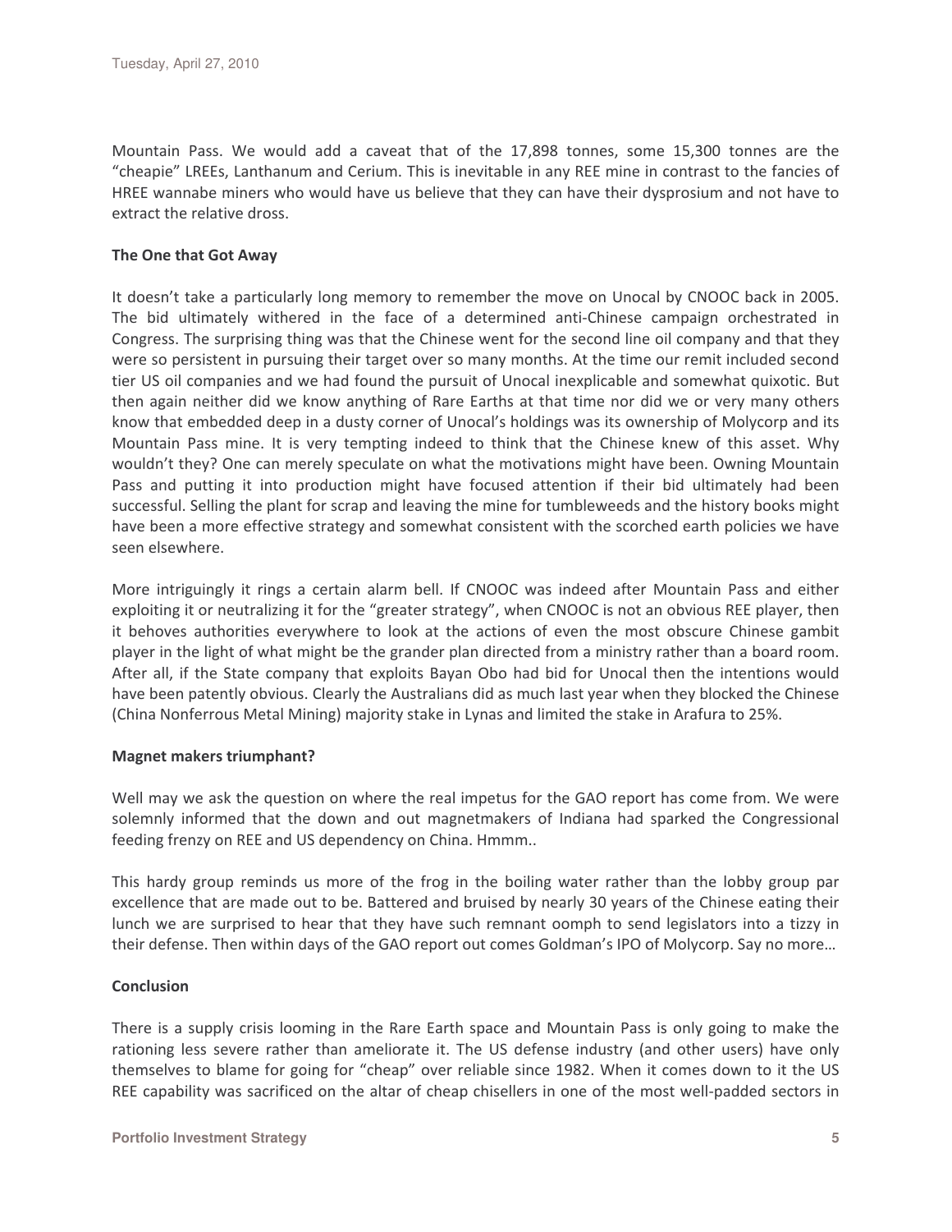Mountain Pass. We would add a caveat that of the 17,898 tonnes, some 15,300 tonnes are the "cheapie" LREEs, Lanthanum and Cerium. This is inevitable in any REE mine in contrast to the fancies of HREE wannabe miners who would have us believe that they can have their dysprosium and not have to extract the relative dross.

**The One that Got Away**

It doesn't take a particularly long memory to remember the move on Unocal by CNOOC back in 2005. The bid ultimately withered in the face of a determined anti-Chinese campaign orchestrated in Congress. The surprising thing was that the Chinese went for the second line oil company and that they were so persistent in pursuing their target over so many months. At the time our remit included second tier US oil companies and we had found the pursuit of Unocal inexplicable and somewhat quixotic. But then again neither did we know anything of Rare Earths at that time nor did we or very many others know that embedded deep in a dusty corner of Unocal's holdings was its ownership of Molycorp and its Mountain Pass mine. It is very tempting indeed to think that the Chinese knew of this asset. Why wouldn't they? One can merely speculate on what the motivations might have been. Owning Mountain Pass and putting it into production might have focused attention if their bid ultimately had been successful. Selling the plant for scrap and leaving the mine for tumbleweeds and the history books might have been a more effective strategy and somewhat consistent with the scorched earth policies we have seen elsewhere.

More intriguingly it rings a certain alarm bell. If CNOOC was indeed after Mountain Pass and either exploiting it or neutralizing it for the "greater strategy", when CNOOC is not an obvious REE player, then it behoves authorities everywhere to look at the actions of even the most obscure Chinese gambit player in the light of what might be the grander plan directed from a ministry rather than a board room. After all, if the State company that exploits Bayan Obo had bid for Unocal then the intentions would have been patently obvious. Clearly the Australians did as much last year when they blocked the Chinese (China Nonferrous Metal Mining) majority stake in Lynas and limited the stake in Arafura to 25%.

**Magnet makers triumphant?**

Well may we ask the question on where the real impetus for the GAO report has come from. We were solemnly informed that the down and out magnetmakers of Indiana had sparked the Congressional feeding frenzy on REE and US dependency on China. Hmmm..

This hardy group reminds us more of the frog in the boiling water rather than the lobby group par excellence that are made out to be. Battered and bruised by nearly 30 years of the Chinese eating their lunch we are surprised to hear that they have such remnant oomph to send legislators into a tizzy in their defense. Then within days of the GAO report out comes Goldman's IPO of Molycorp. Say no more…

**Conclusion**

There is a supply crisis looming in the Rare Earth space and Mountain Pass is only going to make the rationing less severe rather than ameliorate it. The US defense industry (and other users) have only themselves to blame for going for "cheap" over reliable since 1982. When it comes down to it the US REE capability was sacrificed on the altar of cheap chisellers in one of the most well-padded sectors in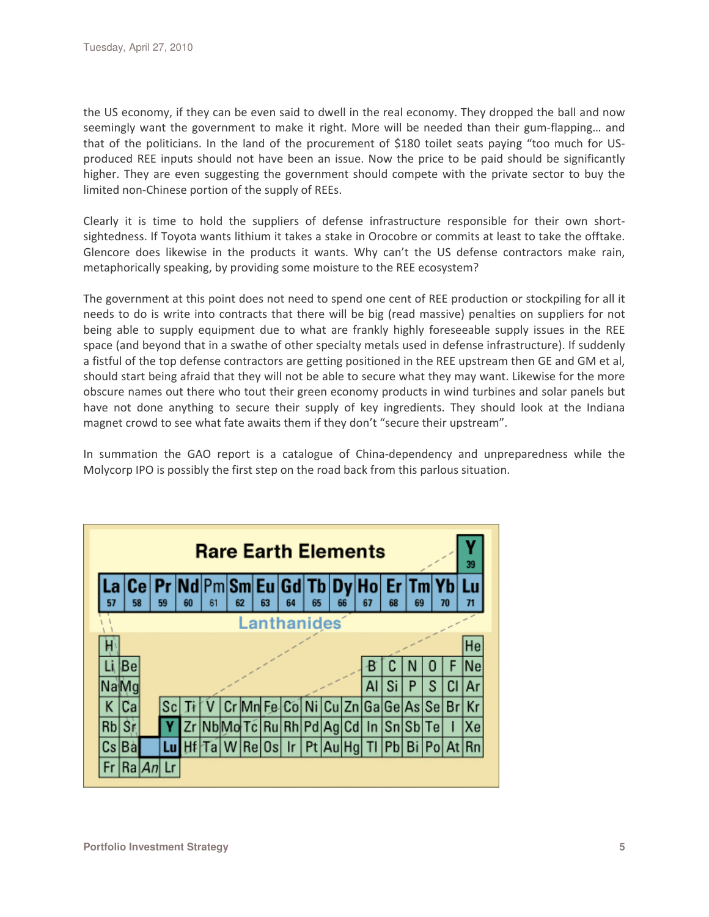the US economy, if they can be even said to dwell in the real economy. They dropped the ball and now seemingly want the government to make it right. More will be needed than their gum-flapping… and that of the politicians. In the land of the procurement of $180 toilet seats paying "too much for US-produced REE inputs should not have been an issue. Now the price to be paid should be significantly higher. They are even suggesting the government should compete with the private sector to buy the limited non-Chinese portion of the supply of REEs.

Clearly it is time to hold the suppliers of defense infrastructure responsible for their own short-sightedness. If Toyota wants lithium it takes a stake in Orocobre or commits at least to take the offtake. Glencore does likewise in the products it wants. Why can't the US defense contractors make rain, metaphorically speaking, by providing some moisture to the REE ecosystem?

The government at this point does not need to spend one cent of REE production or stockpiling for all it needs to do is write into contracts that there will be big (read massive) penalties on suppliers for not being able to supply equipment due to what are frankly highly foreseeable supply issues in the REE space (and beyond that in a swathe of other specialty metals used in defense infrastructure). If suddenly a fistful of the top defense contractors are getting positioned in the REE upstream then GE and GM et al, should start being afraid that they will not be able to secure what they may want. Likewise for the more obscure names out there who tout their green economy products in wind turbines and solar panels but have not done anything to secure their supply of key ingredients. They should look at the Indiana magnet crowd to see what fate awaits them if they don't "secure their upstream".

In summation the GAO report is a catalogue of China-dependency and unpreparedness while the Molycorp IPO is possibly the first step on the road back from this parlous situation.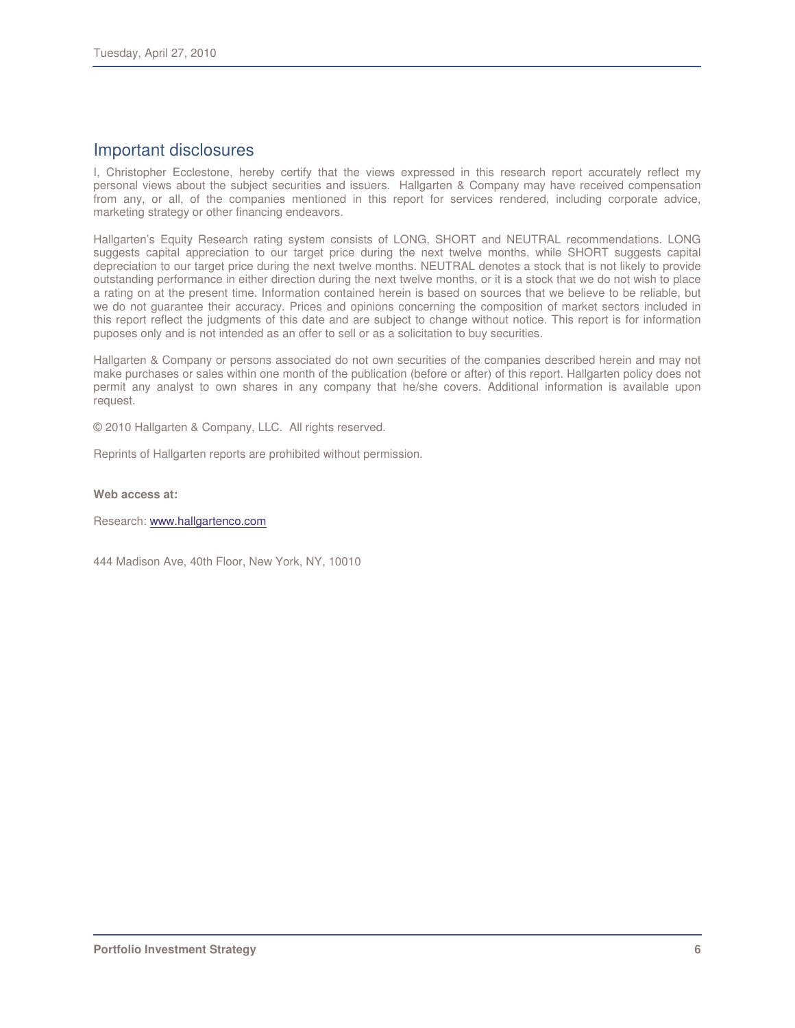## Important disclosures

I, Christopher Ecclestone, hereby certify that the views expressed in this research report accurately reflect my personal views about the subject securities and issuers. Hallgarten & Company may have received compensation from any, or all, of the companies mentioned in this report for services rendered, including corporate advice, marketing strategy or other financing endeavors.

Hallgarten's Equity Research rating system consists of LONG, SHORT and NEUTRAL recommendations. LONG suggests capital appreciation to our target price during the next twelve months, while SHORT suggests capital depreciation to our target price during the next twelve months. NEUTRAL denotes a stock that is not likely to provide outstanding performance in either direction during the next twelve months, or it is a stock that we do not wish to place a rating on at the present time. Information contained herein is based on sources that we believe to be reliable, but we do not guarantee their accuracy. Prices and opinions concerning the composition of market sectors included in this report reflect the judgments of this date and are subject to change without notice. This report is for information puposes only and is not intended as an offer to sell or as a solicitation to buy securities.

Hallgarten & Company or persons associated do not own securities of the companies described herein and may not make purchases or sales within one month of the publication (before or after) of this report. Hallgarten policy does not permit any analyst to own shares in any company that he/she covers. Additional information is available upon request.

© 2010 Hallgarten & Company, LLC. All rights reserved.

Reprints of Hallgarten reports are prohibited without permission.

**Web access at:**

Research: www.hallgartenco.com

444 Madison Ave, 40th Floor, New York, NY, 10010